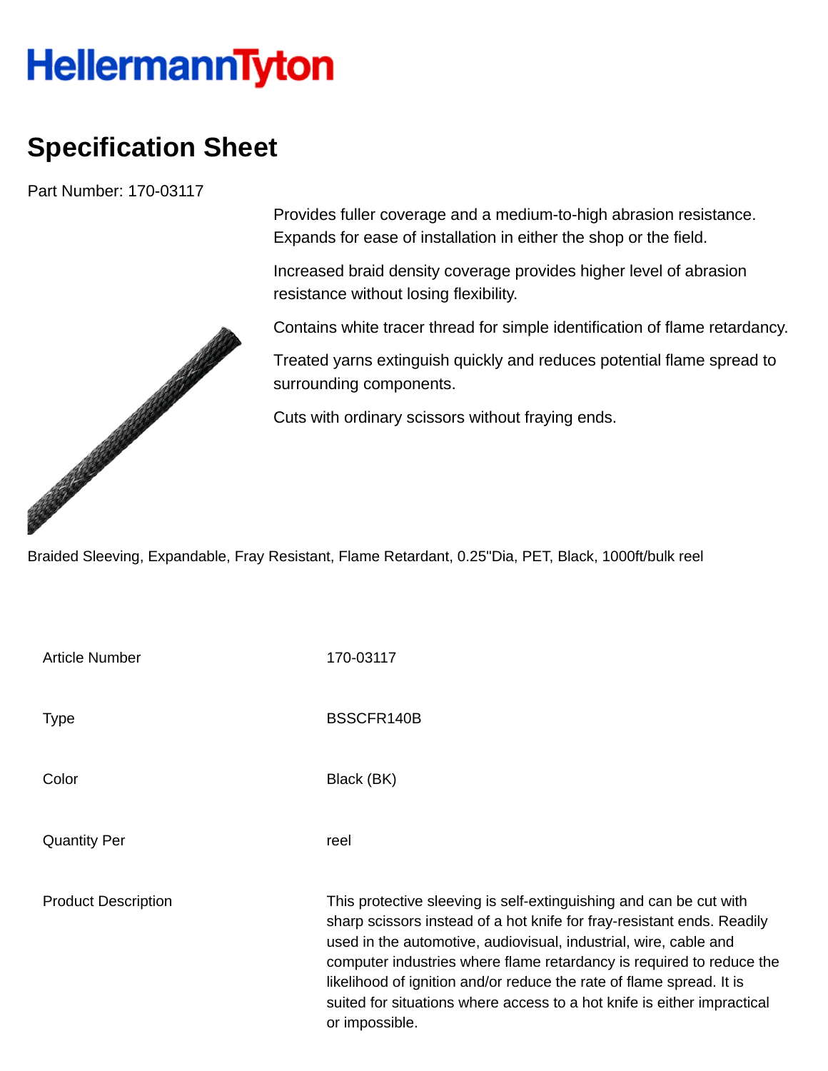# HellermannTyton

## Specification Sheet

Part Number: 170-03117

Provides fuller coverage and a medium-to-high abrasion resistance. Expands for ease of installation in either the shop or the field.

Increased braid density coverage provides higher level of abrasion resistance without losing flexibility.

Contains white tracer thread for simple identification of flame retardancy.

Treated yarns extinguish quickly and reduces potential flame spread to surrounding components.

Cuts with ordinary scissors without fraying ends.

Braided Sleeving, Expandable, Fray Resistant, Flame Retardant, 0.25"Dia, PET, Black, 1000ft/bulk reel

| | |
|---|---|
| Article Number | 170-03117 |
| Type | BSSCFR140B |
| Color | Black (BK) |
| Quantity Per | reel |
| Product Description | This protective sleeving is self-extinguishing and can be cut with sharp scissors instead of a hot knife for fray-resistant ends. Readily used in the automotive, audiovisual, industrial, wire, cable and computer industries where flame retardancy is required to reduce the likelihood of ignition and/or reduce the rate of flame spread. It is suited for situations where access to a hot knife is either impractical or impossible. |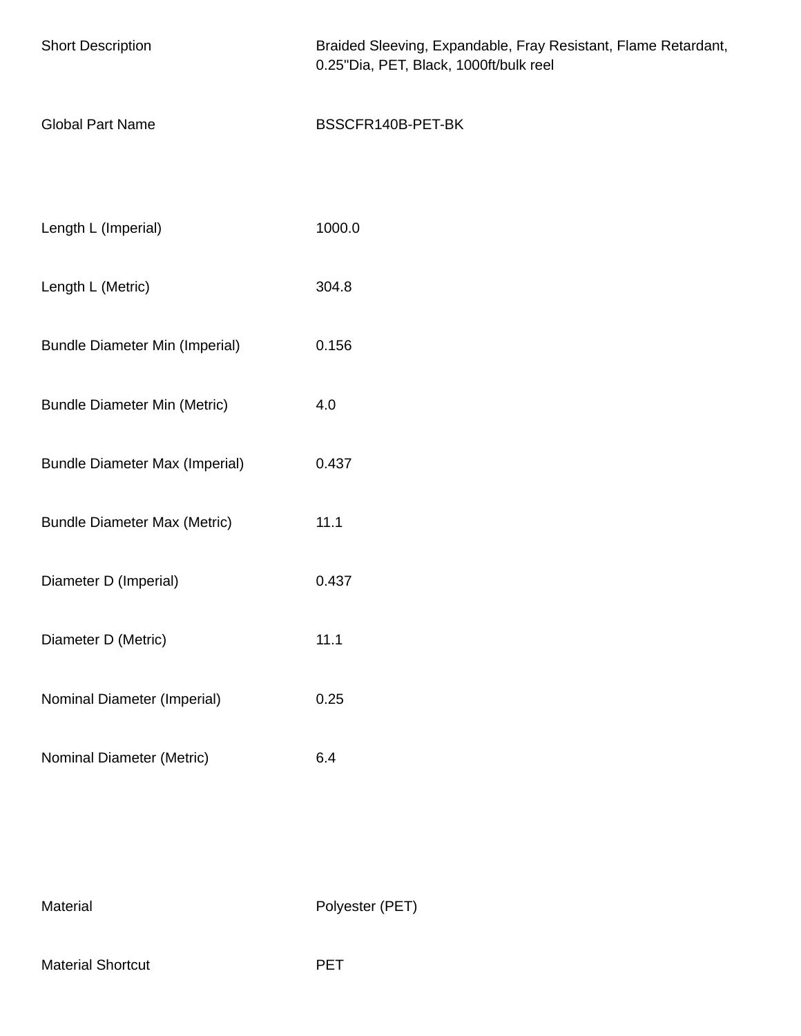| | |
|---|---|
| Short Description | Braided Sleeving, Expandable, Fray Resistant, Flame Retardant, 0.25"Dia, PET, Black, 1000ft/bulk reel |
| Global Part Name | BSSCFR140B-PET-BK |

| | |
|---|---|
| Length L (Imperial) | 1000.0 |
| Length L (Metric) | 304.8 |
| Bundle Diameter Min (Imperial) | 0.156 |
| Bundle Diameter Min (Metric) | 4.0 |
| Bundle Diameter Max (Imperial) | 0.437 |
| Bundle Diameter Max (Metric) | 11.1 |
| Diameter D (Imperial) | 0.437 |
| Diameter D (Metric) | 11.1 |
| Nominal Diameter (Imperial) | 0.25 |
| Nominal Diameter (Metric) | 6.4 |

| | |
|---|---|
| Material | Polyester (PET) |
| Material Shortcut | PET |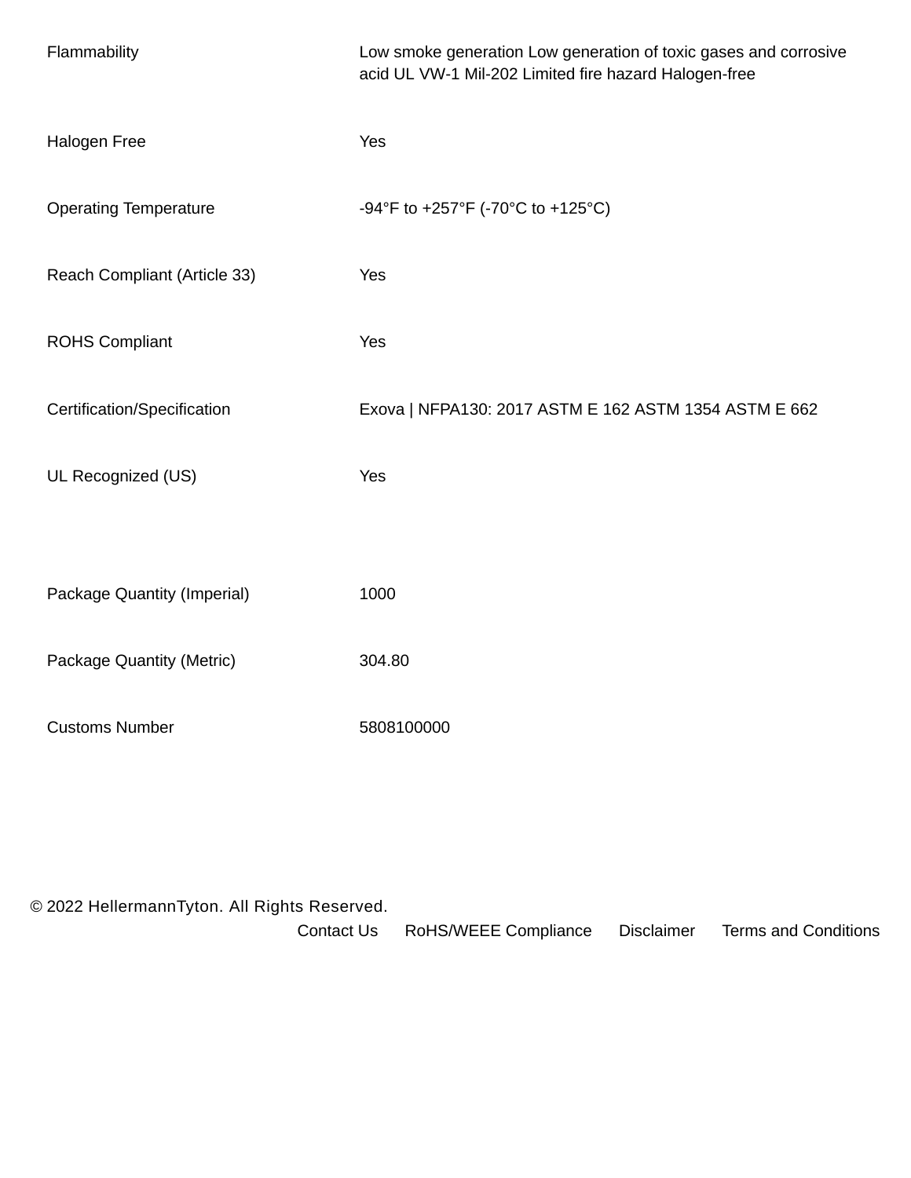| | |
|---|---|
| Flammability | Low smoke generation Low generation of toxic gases and corrosive acid UL VW-1 Mil-202 Limited fire hazard Halogen-free |
| Halogen Free | Yes |
| Operating Temperature | -94°F to +257°F (-70°C to +125°C) |
| Reach Compliant (Article 33) | Yes |
| ROHS Compliant | Yes |
| Certification/Specification | Exova \| NFPA130: 2017 ASTM E 162 ASTM 1354 ASTM E 662 |
| UL Recognized (US) | Yes |

| | |
|---|---|
| Package Quantity (Imperial) | 1000 |
| Package Quantity (Metric) | 304.80 |
| Customs Number | 5808100000 |

© 2022 HellermannTyton. All Rights Reserved.

Contact Us RoHS/WEEE Compliance Disclaimer Terms and Conditions